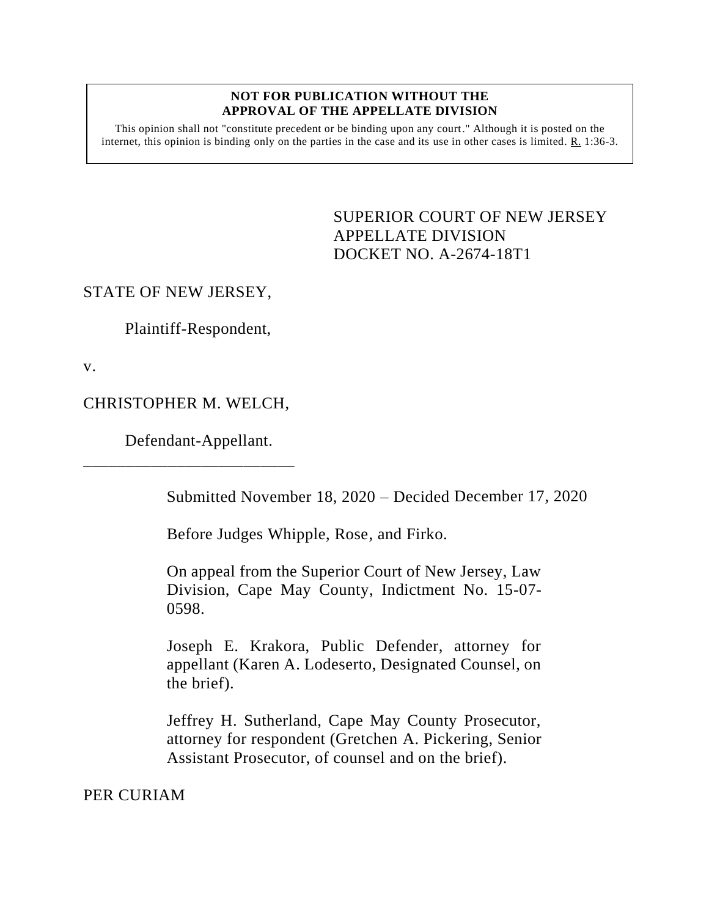**NOT FOR PUBLICATION WITHOUT THE APPROVAL OF THE APPELLATE DIVISION**

This opinion shall not "constitute precedent or be binding upon any court." Although it is posted on the internet, this opinion is binding only on the parties in the case and its use in other cases is limited. R. 1:36-3.

SUPERIOR COURT OF NEW JERSEY
APPELLATE DIVISION
DOCKET NO. A-2674-18T1

STATE OF NEW JERSEY,

Plaintiff-Respondent,

v.

CHRISTOPHER M. WELCH,

Defendant-Appellant.

\_\_\_\_\_\_\_\_\_\_\_\_\_\_\_\_\_\_\_\_\_\_\_\_\_\_

Submitted November 18, 2020 – Decided December 17, 2020

Before Judges Whipple, Rose, and Firko.

On appeal from the Superior Court of New Jersey, Law Division, Cape May County, Indictment No. 15-07-0598.

Joseph E. Krakora, Public Defender, attorney for appellant (Karen A. Lodeserto, Designated Counsel, on the brief).

Jeffrey H. Sutherland, Cape May County Prosecutor, attorney for respondent (Gretchen A. Pickering, Senior Assistant Prosecutor, of counsel and on the brief).

PER CURIAM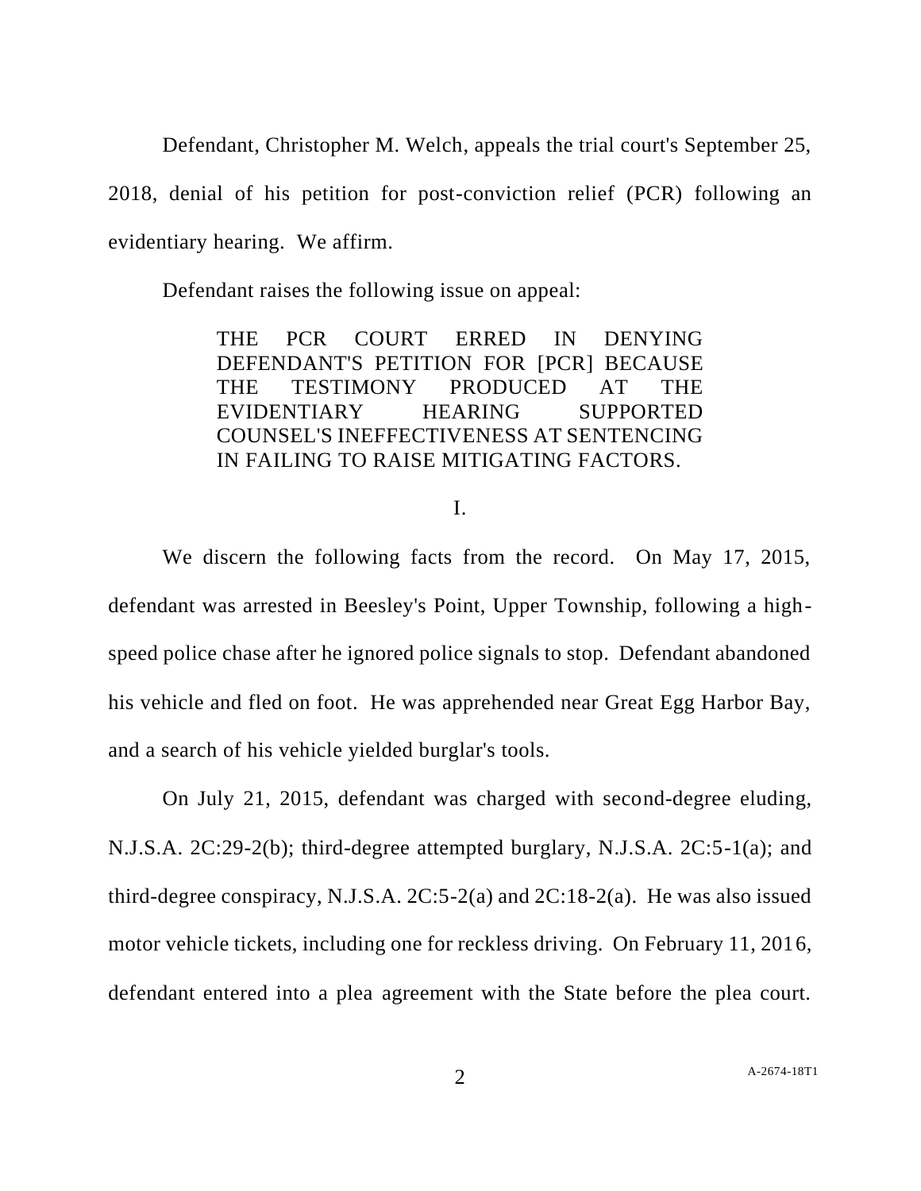Defendant, Christopher M. Welch, appeals the trial court's September 25, 2018, denial of his petition for post-conviction relief (PCR) following an evidentiary hearing. We affirm.

Defendant raises the following issue on appeal:

> THE PCR COURT ERRED IN DENYING DEFENDANT'S PETITION FOR [PCR] BECAUSE THE TESTIMONY PRODUCED AT THE EVIDENTIARY HEARING SUPPORTED COUNSEL'S INEFFECTIVENESS AT SENTENCING IN FAILING TO RAISE MITIGATING FACTORS.

I.

We discern the following facts from the record. On May 17, 2015, defendant was arrested in Beesley's Point, Upper Township, following a high-speed police chase after he ignored police signals to stop. Defendant abandoned his vehicle and fled on foot. He was apprehended near Great Egg Harbor Bay, and a search of his vehicle yielded burglar's tools.

On July 21, 2015, defendant was charged with second-degree eluding, N.J.S.A. 2C:29-2(b); third-degree attempted burglary, N.J.S.A. 2C:5-1(a); and third-degree conspiracy, N.J.S.A. 2C:5-2(a) and 2C:18-2(a). He was also issued motor vehicle tickets, including one for reckless driving. On February 11, 2016, defendant entered into a plea agreement with the State before the plea court.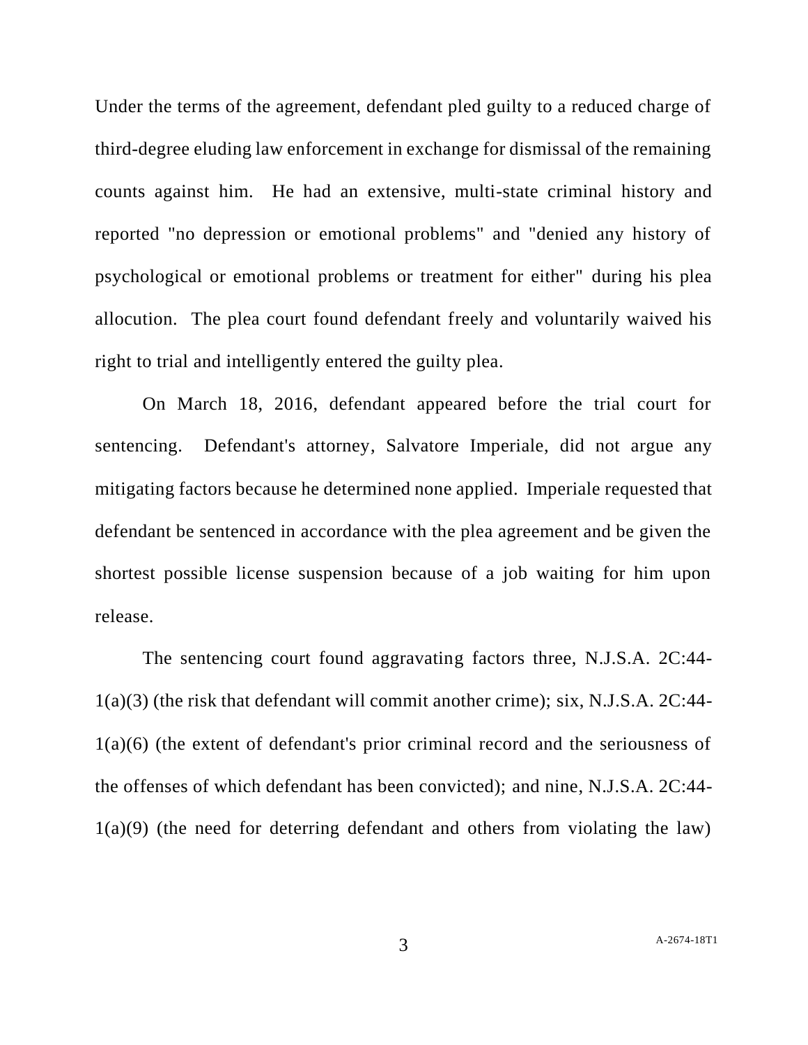Under the terms of the agreement, defendant pled guilty to a reduced charge of third-degree eluding law enforcement in exchange for dismissal of the remaining counts against him. He had an extensive, multi-state criminal history and reported "no depression or emotional problems" and "denied any history of psychological or emotional problems or treatment for either" during his plea allocution. The plea court found defendant freely and voluntarily waived his right to trial and intelligently entered the guilty plea.

On March 18, 2016, defendant appeared before the trial court for sentencing. Defendant's attorney, Salvatore Imperiale, did not argue any mitigating factors because he determined none applied. Imperiale requested that defendant be sentenced in accordance with the plea agreement and be given the shortest possible license suspension because of a job waiting for him upon release.

The sentencing court found aggravating factors three, N.J.S.A. 2C:44-1(a)(3) (the risk that defendant will commit another crime); six, N.J.S.A. 2C:44-1(a)(6) (the extent of defendant's prior criminal record and the seriousness of the offenses of which defendant has been convicted); and nine, N.J.S.A. 2C:44-1(a)(9) (the need for deterring defendant and others from violating the law)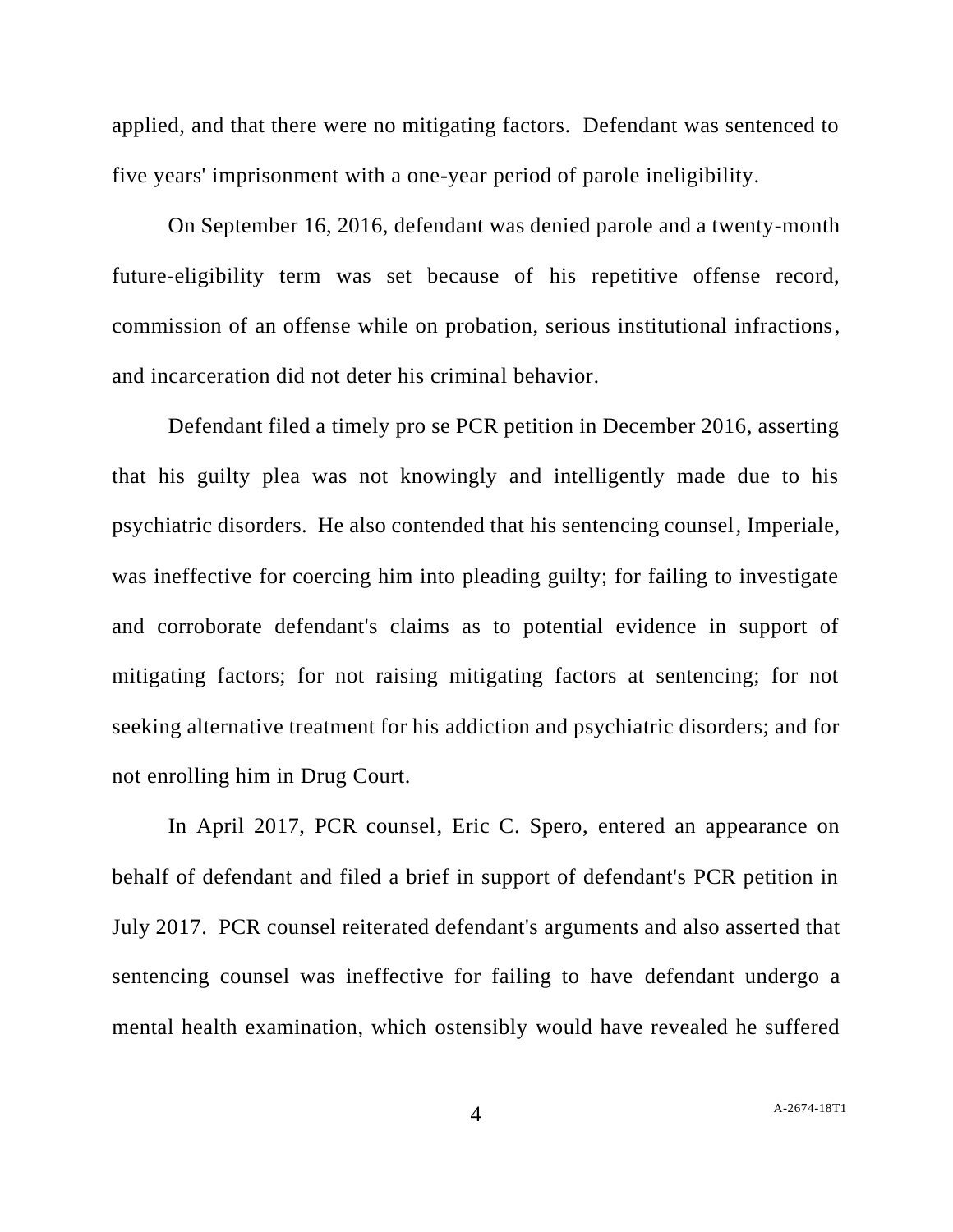applied, and that there were no mitigating factors. Defendant was sentenced to five years' imprisonment with a one-year period of parole ineligibility.

On September 16, 2016, defendant was denied parole and a twenty-month future-eligibility term was set because of his repetitive offense record, commission of an offense while on probation, serious institutional infractions, and incarceration did not deter his criminal behavior.

Defendant filed a timely pro se PCR petition in December 2016, asserting that his guilty plea was not knowingly and intelligently made due to his psychiatric disorders. He also contended that his sentencing counsel, Imperiale, was ineffective for coercing him into pleading guilty; for failing to investigate and corroborate defendant's claims as to potential evidence in support of mitigating factors; for not raising mitigating factors at sentencing; for not seeking alternative treatment for his addiction and psychiatric disorders; and for not enrolling him in Drug Court.

In April 2017, PCR counsel, Eric C. Spero, entered an appearance on behalf of defendant and filed a brief in support of defendant's PCR petition in July 2017. PCR counsel reiterated defendant's arguments and also asserted that sentencing counsel was ineffective for failing to have defendant undergo a mental health examination, which ostensibly would have revealed he suffered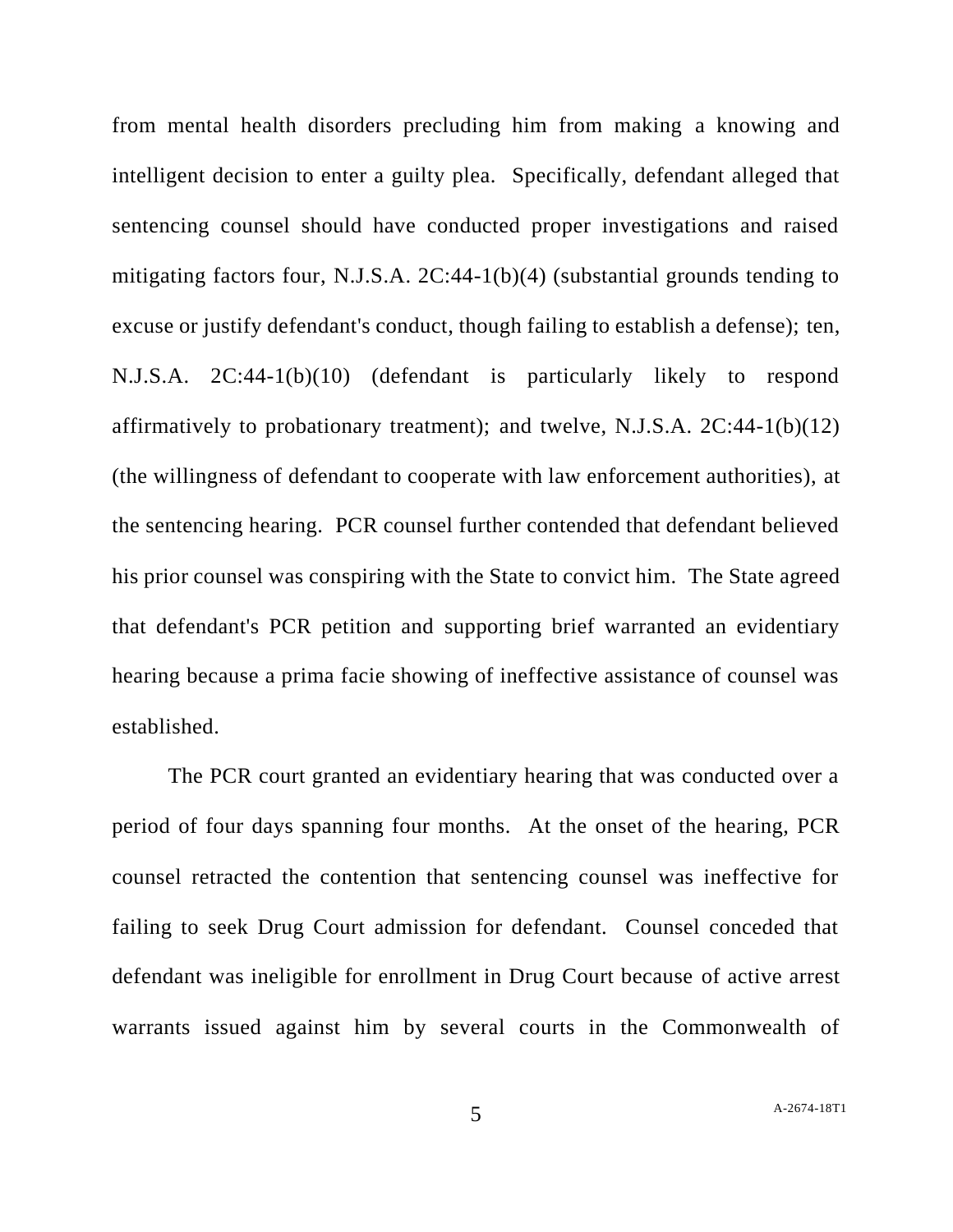from mental health disorders precluding him from making a knowing and intelligent decision to enter a guilty plea. Specifically, defendant alleged that sentencing counsel should have conducted proper investigations and raised mitigating factors four, N.J.S.A. 2C:44-1(b)(4) (substantial grounds tending to excuse or justify defendant's conduct, though failing to establish a defense); ten, N.J.S.A. 2C:44-1(b)(10) (defendant is particularly likely to respond affirmatively to probationary treatment); and twelve, N.J.S.A. 2C:44-1(b)(12) (the willingness of defendant to cooperate with law enforcement authorities), at the sentencing hearing. PCR counsel further contended that defendant believed his prior counsel was conspiring with the State to convict him. The State agreed that defendant's PCR petition and supporting brief warranted an evidentiary hearing because a prima facie showing of ineffective assistance of counsel was established.

The PCR court granted an evidentiary hearing that was conducted over a period of four days spanning four months. At the onset of the hearing, PCR counsel retracted the contention that sentencing counsel was ineffective for failing to seek Drug Court admission for defendant. Counsel conceded that defendant was ineligible for enrollment in Drug Court because of active arrest warrants issued against him by several courts in the Commonwealth of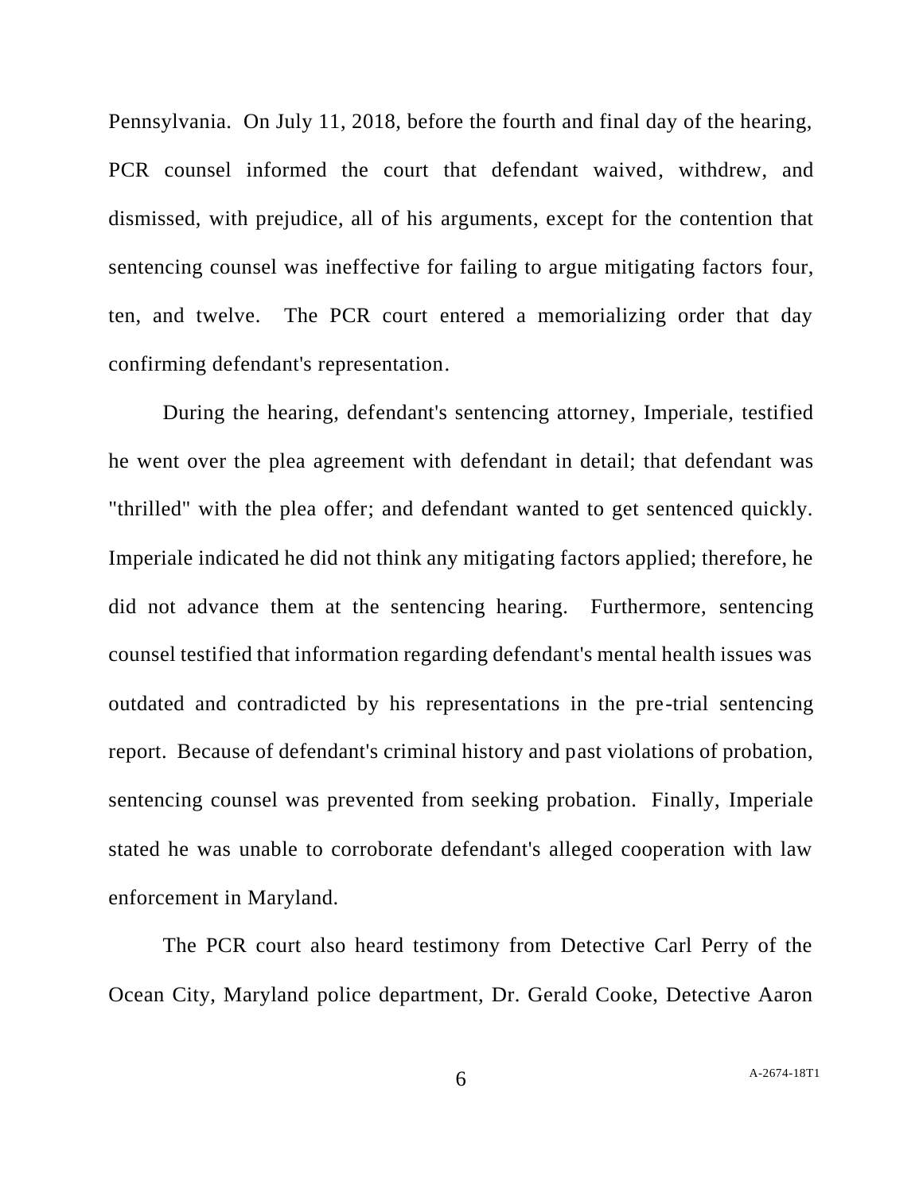Pennsylvania. On July 11, 2018, before the fourth and final day of the hearing, PCR counsel informed the court that defendant waived, withdrew, and dismissed, with prejudice, all of his arguments, except for the contention that sentencing counsel was ineffective for failing to argue mitigating factors four, ten, and twelve. The PCR court entered a memorializing order that day confirming defendant's representation.

During the hearing, defendant's sentencing attorney, Imperiale, testified he went over the plea agreement with defendant in detail; that defendant was "thrilled" with the plea offer; and defendant wanted to get sentenced quickly. Imperiale indicated he did not think any mitigating factors applied; therefore, he did not advance them at the sentencing hearing. Furthermore, sentencing counsel testified that information regarding defendant's mental health issues was outdated and contradicted by his representations in the pre-trial sentencing report. Because of defendant's criminal history and past violations of probation, sentencing counsel was prevented from seeking probation. Finally, Imperiale stated he was unable to corroborate defendant's alleged cooperation with law enforcement in Maryland.

The PCR court also heard testimony from Detective Carl Perry of the Ocean City, Maryland police department, Dr. Gerald Cooke, Detective Aaron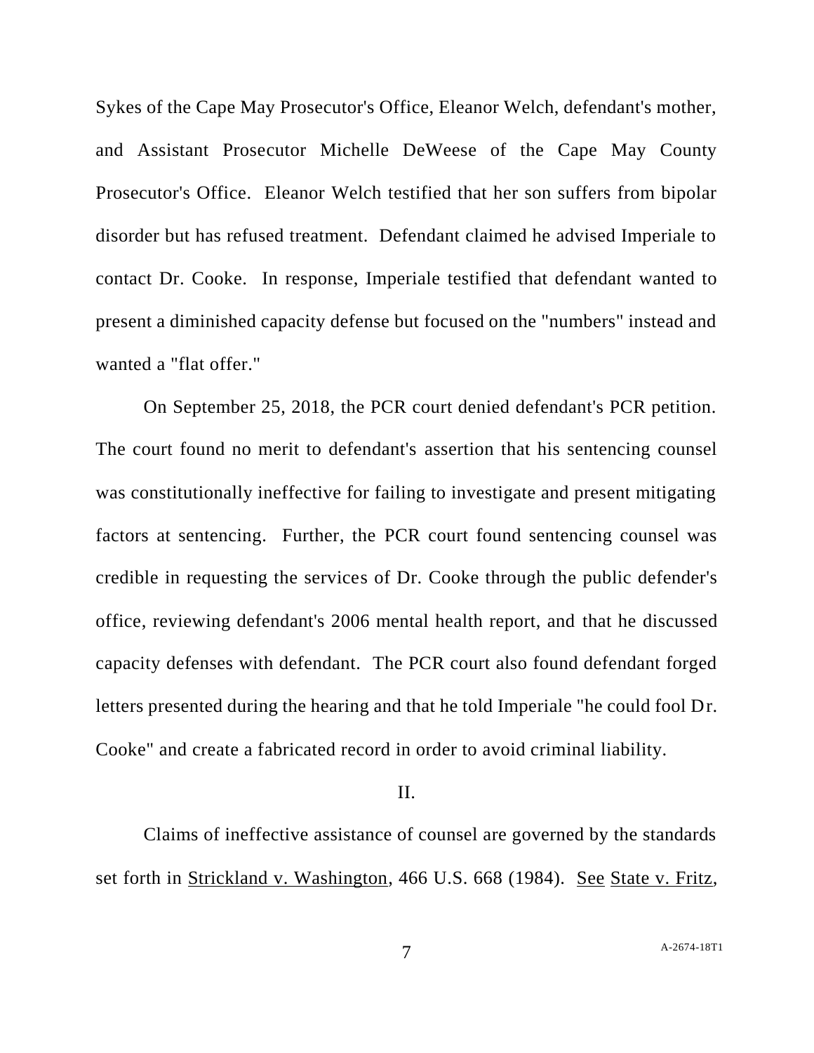Sykes of the Cape May Prosecutor's Office, Eleanor Welch, defendant's mother, and Assistant Prosecutor Michelle DeWeese of the Cape May County Prosecutor's Office. Eleanor Welch testified that her son suffers from bipolar disorder but has refused treatment. Defendant claimed he advised Imperiale to contact Dr. Cooke. In response, Imperiale testified that defendant wanted to present a diminished capacity defense but focused on the "numbers" instead and wanted a "flat offer."

On September 25, 2018, the PCR court denied defendant's PCR petition. The court found no merit to defendant's assertion that his sentencing counsel was constitutionally ineffective for failing to investigate and present mitigating factors at sentencing. Further, the PCR court found sentencing counsel was credible in requesting the services of Dr. Cooke through the public defender's office, reviewing defendant's 2006 mental health report, and that he discussed capacity defenses with defendant. The PCR court also found defendant forged letters presented during the hearing and that he told Imperiale "he could fool Dr. Cooke" and create a fabricated record in order to avoid criminal liability.

II.

Claims of ineffective assistance of counsel are governed by the standards set forth in <u>Strickland v. Washington</u>, 466 U.S. 668 (1984). <u>See</u> <u>State v. Fritz</u>,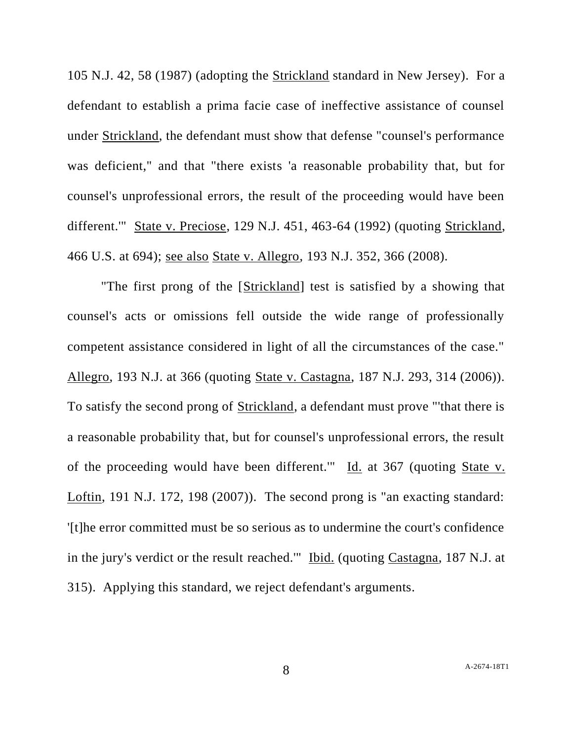105 N.J. 42, 58 (1987) (adopting the Strickland standard in New Jersey). For a defendant to establish a prima facie case of ineffective assistance of counsel under Strickland, the defendant must show that defense "counsel's performance was deficient," and that "there exists 'a reasonable probability that, but for counsel's unprofessional errors, the result of the proceeding would have been different.'" State v. Preciose, 129 N.J. 451, 463-64 (1992) (quoting Strickland, 466 U.S. at 694); see also State v. Allegro, 193 N.J. 352, 366 (2008).

"The first prong of the [Strickland] test is satisfied by a showing that counsel's acts or omissions fell outside the wide range of professionally competent assistance considered in light of all the circumstances of the case." Allegro, 193 N.J. at 366 (quoting State v. Castagna, 187 N.J. 293, 314 (2006)). To satisfy the second prong of Strickland, a defendant must prove "'that there is a reasonable probability that, but for counsel's unprofessional errors, the result of the proceeding would have been different.'" Id. at 367 (quoting State v. Loftin, 191 N.J. 172, 198 (2007)). The second prong is "an exacting standard: '[t]he error committed must be so serious as to undermine the court's confidence in the jury's verdict or the result reached.'" Ibid. (quoting Castagna, 187 N.J. at 315). Applying this standard, we reject defendant's arguments.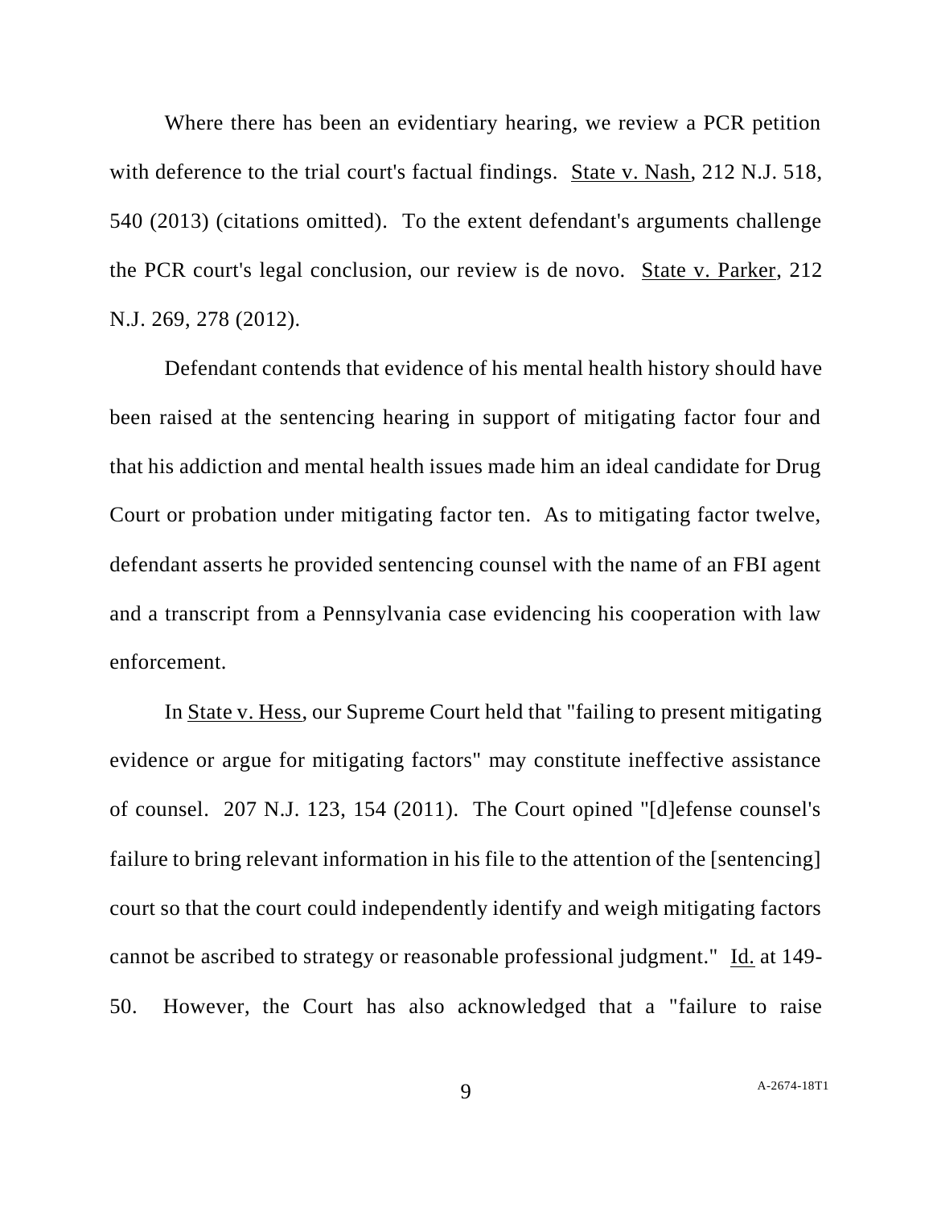Where there has been an evidentiary hearing, we review a PCR petition with deference to the trial court's factual findings. State v. Nash, 212 N.J. 518, 540 (2013) (citations omitted). To the extent defendant's arguments challenge the PCR court's legal conclusion, our review is de novo. State v. Parker, 212 N.J. 269, 278 (2012).

Defendant contends that evidence of his mental health history should have been raised at the sentencing hearing in support of mitigating factor four and that his addiction and mental health issues made him an ideal candidate for Drug Court or probation under mitigating factor ten. As to mitigating factor twelve, defendant asserts he provided sentencing counsel with the name of an FBI agent and a transcript from a Pennsylvania case evidencing his cooperation with law enforcement.

In State v. Hess, our Supreme Court held that "failing to present mitigating evidence or argue for mitigating factors" may constitute ineffective assistance of counsel. 207 N.J. 123, 154 (2011). The Court opined "[d]efense counsel's failure to bring relevant information in his file to the attention of the [sentencing] court so that the court could independently identify and weigh mitigating factors cannot be ascribed to strategy or reasonable professional judgment." Id. at 149-50. However, the Court has also acknowledged that a "failure to raise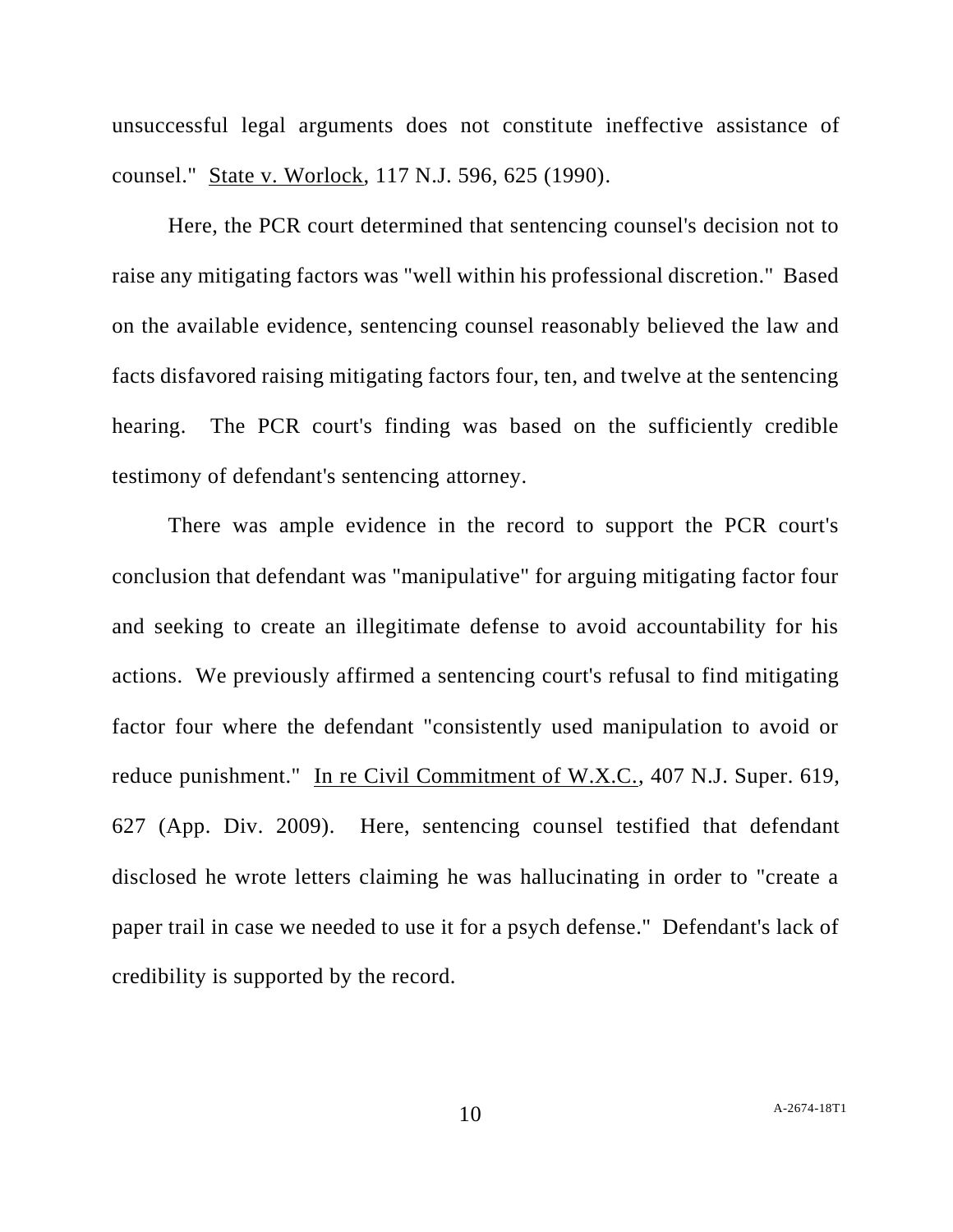unsuccessful legal arguments does not constitute ineffective assistance of counsel." State v. Worlock, 117 N.J. 596, 625 (1990).

Here, the PCR court determined that sentencing counsel's decision not to raise any mitigating factors was "well within his professional discretion." Based on the available evidence, sentencing counsel reasonably believed the law and facts disfavored raising mitigating factors four, ten, and twelve at the sentencing hearing. The PCR court's finding was based on the sufficiently credible testimony of defendant's sentencing attorney.

There was ample evidence in the record to support the PCR court's conclusion that defendant was "manipulative" for arguing mitigating factor four and seeking to create an illegitimate defense to avoid accountability for his actions. We previously affirmed a sentencing court's refusal to find mitigating factor four where the defendant "consistently used manipulation to avoid or reduce punishment." In re Civil Commitment of W.X.C., 407 N.J. Super. 619, 627 (App. Div. 2009). Here, sentencing counsel testified that defendant disclosed he wrote letters claiming he was hallucinating in order to "create a paper trail in case we needed to use it for a psych defense." Defendant's lack of credibility is supported by the record.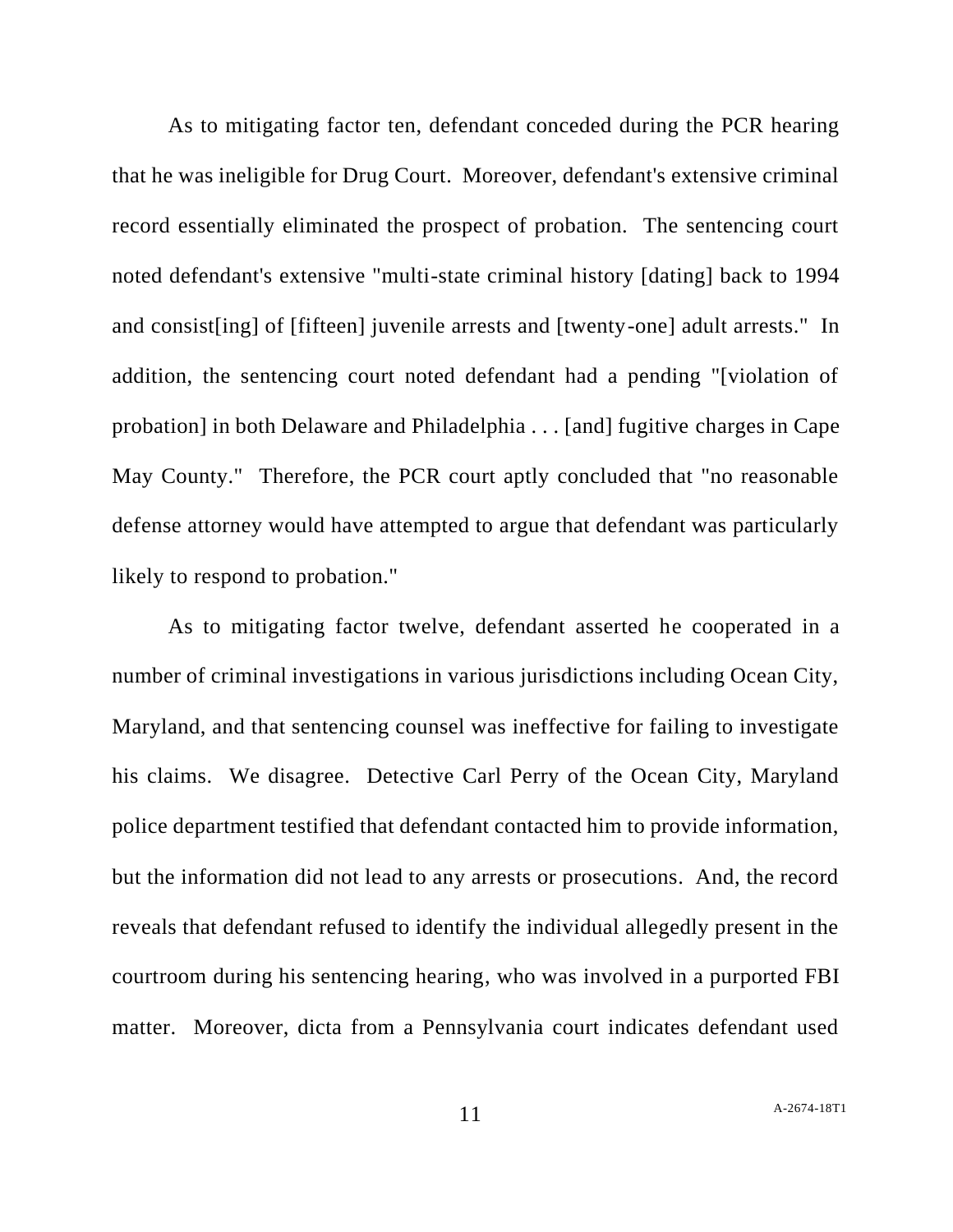As to mitigating factor ten, defendant conceded during the PCR hearing that he was ineligible for Drug Court. Moreover, defendant's extensive criminal record essentially eliminated the prospect of probation. The sentencing court noted defendant's extensive "multi-state criminal history [dating] back to 1994 and consist[ing] of [fifteen] juvenile arrests and [twenty-one] adult arrests." In addition, the sentencing court noted defendant had a pending "[violation of probation] in both Delaware and Philadelphia . . . [and] fugitive charges in Cape May County." Therefore, the PCR court aptly concluded that "no reasonable defense attorney would have attempted to argue that defendant was particularly likely to respond to probation."

As to mitigating factor twelve, defendant asserted he cooperated in a number of criminal investigations in various jurisdictions including Ocean City, Maryland, and that sentencing counsel was ineffective for failing to investigate his claims. We disagree. Detective Carl Perry of the Ocean City, Maryland police department testified that defendant contacted him to provide information, but the information did not lead to any arrests or prosecutions. And, the record reveals that defendant refused to identify the individual allegedly present in the courtroom during his sentencing hearing, who was involved in a purported FBI matter. Moreover, dicta from a Pennsylvania court indicates defendant used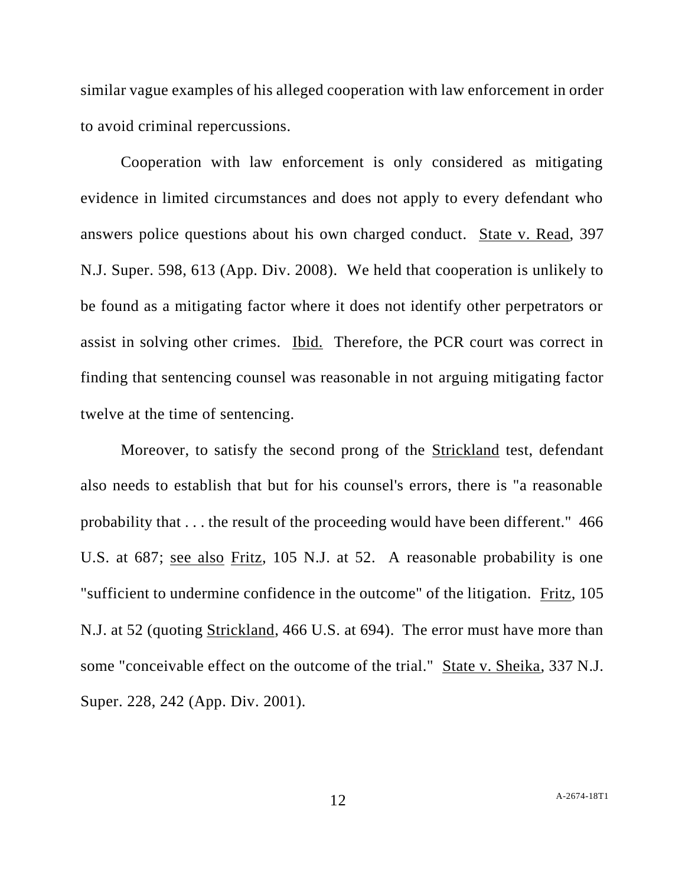similar vague examples of his alleged cooperation with law enforcement in order to avoid criminal repercussions.

Cooperation with law enforcement is only considered as mitigating evidence in limited circumstances and does not apply to every defendant who answers police questions about his own charged conduct. State v. Read, 397 N.J. Super. 598, 613 (App. Div. 2008). We held that cooperation is unlikely to be found as a mitigating factor where it does not identify other perpetrators or assist in solving other crimes. Ibid. Therefore, the PCR court was correct in finding that sentencing counsel was reasonable in not arguing mitigating factor twelve at the time of sentencing.

Moreover, to satisfy the second prong of the Strickland test, defendant also needs to establish that but for his counsel's errors, there is "a reasonable probability that . . . the result of the proceeding would have been different." 466 U.S. at 687; see also Fritz, 105 N.J. at 52. A reasonable probability is one "sufficient to undermine confidence in the outcome" of the litigation. Fritz, 105 N.J. at 52 (quoting Strickland, 466 U.S. at 694). The error must have more than some "conceivable effect on the outcome of the trial." State v. Sheika, 337 N.J. Super. 228, 242 (App. Div. 2001).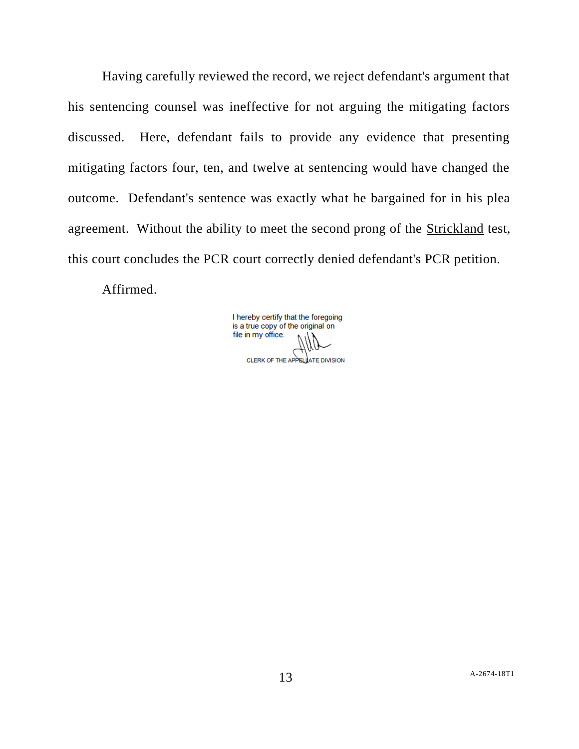Having carefully reviewed the record, we reject defendant's argument that his sentencing counsel was ineffective for not arguing the mitigating factors discussed. Here, defendant fails to provide any evidence that presenting mitigating factors four, ten, and twelve at sentencing would have changed the outcome. Defendant's sentence was exactly what he bargained for in his plea agreement. Without the ability to meet the second prong of the Strickland test, this court concludes the PCR court correctly denied defendant's PCR petition.

Affirmed.

I hereby certify that the foregoing is a true copy of the original on file in my office.

CLERK OF THE APPELLATE DIVISION